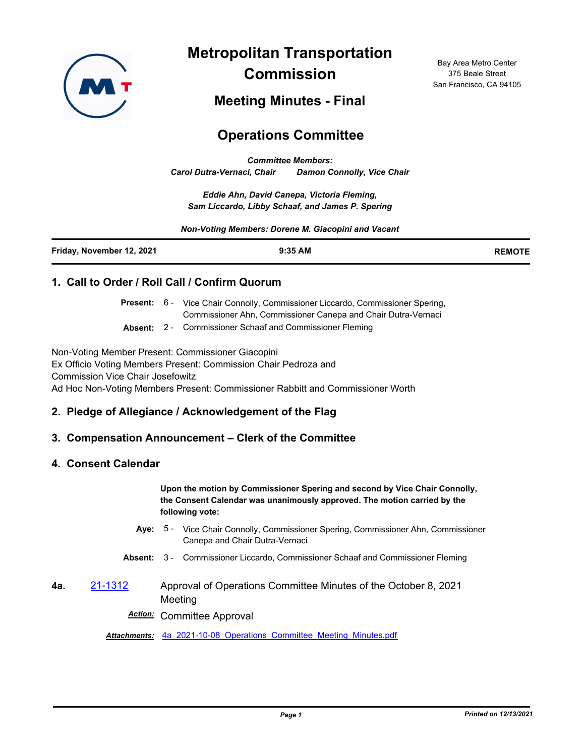# Metropolitan Transportation Commission

Bay Area Metro Center
375 Beale Street
San Francisco, CA 94105

## Meeting Minutes - Final

## Operations Committee

***Committee Members:***
***Carol Dutra-Vernaci, Chair    Damon Connolly, Vice Chair***

***Eddie Ahn, David Canepa, Victoria Fleming,***
***Sam Liccardo, Libby Schaaf, and James P. Spering***

***Non-Voting Members: Dorene M. Giacopini and Vacant***

| **Friday, November 12, 2021** | **9:35 AM** | **REMOTE** |
|---|---|---|

### 1. Call to Order / Roll Call / Confirm Quorum

**Present:** 6 - Vice Chair Connolly, Commissioner Liccardo, Commissioner Spering, Commissioner Ahn, Commissioner Canepa and Chair Dutra-Vernaci

**Absent:** 2 - Commissioner Schaaf and Commissioner Fleming

Non-Voting Member Present: Commissioner Giacopini
Ex Officio Voting Members Present: Commission Chair Pedroza and Commission Vice Chair Josefowitz
Ad Hoc Non-Voting Members Present: Commissioner Rabbitt and Commissioner Worth

### 2. Pledge of Allegiance / Acknowledgement of the Flag

### 3. Compensation Announcement – Clerk of the Committee

### 4. Consent Calendar

**Upon the motion by Commissioner Spering and second by Vice Chair Connolly, the Consent Calendar was unanimously approved. The motion carried by the following vote:**

**Aye:** 5 - Vice Chair Connolly, Commissioner Spering, Commissioner Ahn, Commissioner Canepa and Chair Dutra-Vernaci

**Absent:** 3 - Commissioner Liccardo, Commissioner Schaaf and Commissioner Fleming

**4a.** 21-1312 Approval of Operations Committee Minutes of the October 8, 2021 Meeting

***Action:*** Committee Approval

***Attachments:*** 4a_2021-10-08_Operations_Committee_Meeting_Minutes.pdf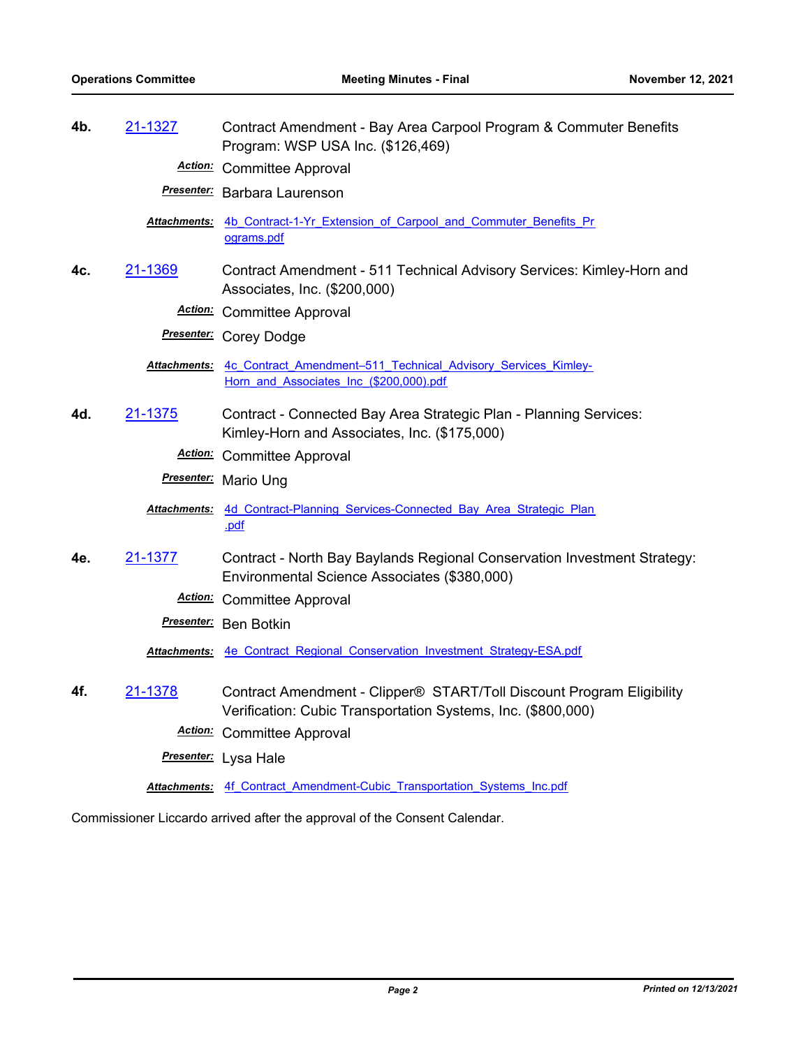**4b.** 21-1327 Contract Amendment - Bay Area Carpool Program & Commuter Benefits Program: WSP USA Inc. ($126,469)

***Action:*** Committee Approval

***Presenter:*** Barbara Laurenson

***Attachments:*** 4b_Contract-1-Yr_Extension_of_Carpool_and_Commuter_Benefits_Programs.pdf

**4c.** 21-1369 Contract Amendment - 511 Technical Advisory Services: Kimley-Horn and Associates, Inc. ($200,000)

***Action:*** Committee Approval

***Presenter:*** Corey Dodge

***Attachments:*** 4c_Contract_Amendment–511_Technical_Advisory_Services_Kimley-Horn_and_Associates_Inc_($200,000).pdf

**4d.** 21-1375 Contract - Connected Bay Area Strategic Plan - Planning Services: Kimley-Horn and Associates, Inc. ($175,000)

***Action:*** Committee Approval

***Presenter:*** Mario Ung

***Attachments:*** 4d_Contract-Planning_Services-Connected_Bay_Area_Strategic_Plan.pdf

**4e.** 21-1377 Contract - North Bay Baylands Regional Conservation Investment Strategy: Environmental Science Associates ($380,000)

***Action:*** Committee Approval

***Presenter:*** Ben Botkin

***Attachments:*** 4e_Contract_Regional_Conservation_Investment_Strategy-ESA.pdf

**4f.** 21-1378 Contract Amendment - Clipper® START/Toll Discount Program Eligibility Verification: Cubic Transportation Systems, Inc. ($800,000)

***Action:*** Committee Approval

***Presenter:*** Lysa Hale

***Attachments:*** 4f_Contract_Amendment-Cubic_Transportation_Systems_Inc.pdf

Commissioner Liccardo arrived after the approval of the Consent Calendar.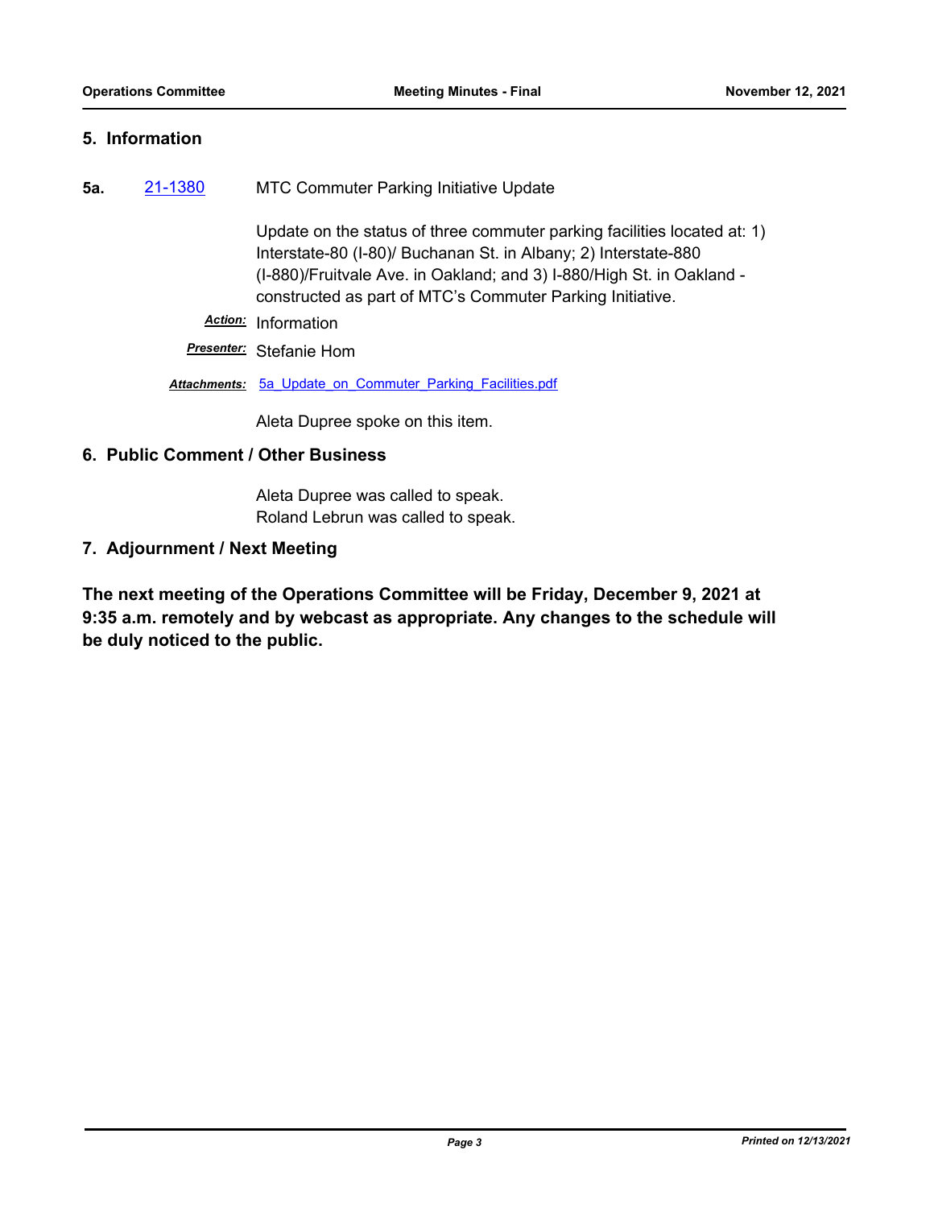## 5. Information

**5a.** 21-1380 MTC Commuter Parking Initiative Update

Update on the status of three commuter parking facilities located at: 1) Interstate-80 (I-80)/ Buchanan St. in Albany; 2) Interstate-880 (I-880)/Fruitvale Ave. in Oakland; and 3) I-880/High St. in Oakland - constructed as part of MTC's Commuter Parking Initiative.

***Action:*** Information

***Presenter:*** Stefanie Hom

***Attachments:*** 5a_Update_on_Commuter_Parking_Facilities.pdf

Aleta Dupree spoke on this item.

## 6. Public Comment / Other Business

Aleta Dupree was called to speak.
Roland Lebrun was called to speak.

## 7. Adjournment / Next Meeting

**The next meeting of the Operations Committee will be Friday, December 9, 2021 at 9:35 a.m. remotely and by webcast as appropriate. Any changes to the schedule will be duly noticed to the public.**